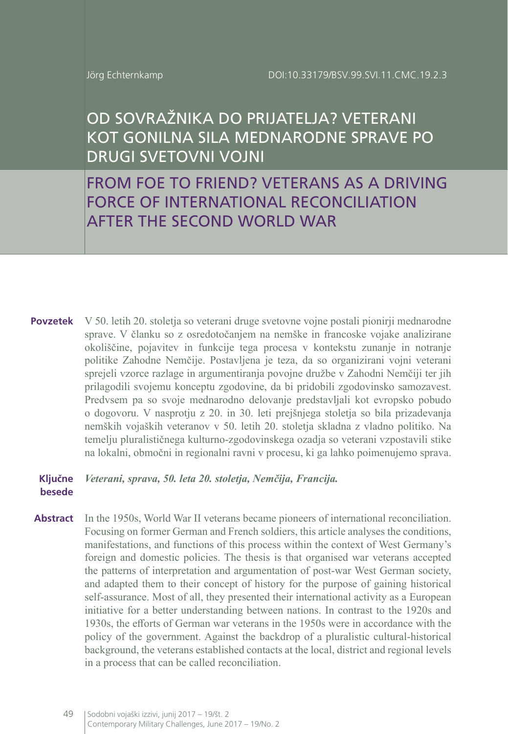Jörg Echternkamp DOI:10.33179/BSV.99.SVI.11.CMC.19.2.3

# OD SOVRAŽNIKA DO PRIJATELJA? VETERANI KOT GONILNA SILA MEDNARODNE SPRAVE PO DRUGI SVETOVNI VOJNI

# FROM FOE TO FRIEND? VETERANS AS A DRIVING FORCE OF INTERNATIONAL RECONCILIATION AFTER THE SECOND WORLD WAR

**Povzetek** V 50. letih 20. stoletja so veterani druge svetovne vojne postali pionirji mednarodne sprave. V članku so z osredotočanjem na nemške in francoske vojake analizirane okoliščine, pojavitev in funkcije tega procesa v kontekstu zunanje in notranje politike Zahodne Nemčije. Postavljena je teza, da so organizirani vojni veterani sprejeli vzorce razlage in argumentiranja povojne družbe v Zahodni Nemčiji ter jih prilagodili svojemu konceptu zgodovine, da bi pridobili zgodovinsko samozavest. Predvsem pa so svoje mednarodno delovanje predstavljali kot evropsko pobudo o dogovoru. V nasprotju z 20. in 30. leti prejšnjega stoletja so bila prizadevanja nemških vojaških veteranov v 50. letih 20. stoletja skladna z vladno politiko. Na temelju pluralističnega kulturno-zgodovinskega ozadja so veterani vzpostavili stike na lokalni, območni in regionalni ravni v procesu, ki ga lahko poimenujemo sprava.

**Ključne besede** *Veterani, sprava, 50. leta 20. stoletja, Nemčija, Francija.*

**Abstract** In the 1950s, World War II veterans became pioneers of international reconciliation. Focusing on former German and French soldiers, this article analyses the conditions, manifestations, and functions of this process within the context of West Germany's foreign and domestic policies. The thesis is that organised war veterans accepted the patterns of interpretation and argumentation of post-war West German society, and adapted them to their concept of history for the purpose of gaining historical self-assurance. Most of all, they presented their international activity as a European initiative for a better understanding between nations. In contrast to the 1920s and 1930s, the efforts of German war veterans in the 1950s were in accordance with the policy of the government. Against the backdrop of a pluralistic cultural-historical background, the veterans established contacts at the local, district and regional levels in a process that can be called reconciliation.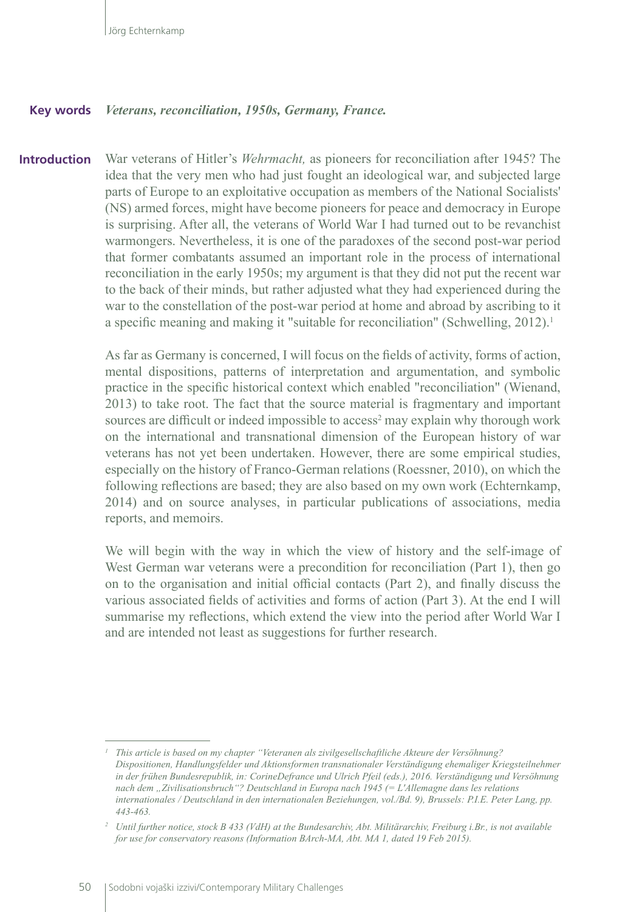**Key words** *Veterans, reconciliation, 1950s, Germany, France.*

## Introduction

War veterans of Hitler's *Wehrmacht,* as pioneers for reconciliation after 1945? The idea that the very men who had just fought an ideological war, and subjected large parts of Europe to an exploitative occupation as members of the National Socialists' (NS) armed forces, might have become pioneers for peace and democracy in Europe is surprising. After all, the veterans of World War I had turned out to be revanchist warmongers. Nevertheless, it is one of the paradoxes of the second post-war period that former combatants assumed an important role in the process of international reconciliation in the early 1950s; my argument is that they did not put the recent war to the back of their minds, but rather adjusted what they had experienced during the war to the constellation of the post-war period at home and abroad by ascribing to it a specific meaning and making it "suitable for reconciliation" (Schwelling, 2012).[1]

As far as Germany is concerned, I will focus on the fields of activity, forms of action, mental dispositions, patterns of interpretation and argumentation, and symbolic practice in the specific historical context which enabled "reconciliation" (Wienand, 2013) to take root. The fact that the source material is fragmentary and important sources are difficult or indeed impossible to access[2] may explain why thorough work on the international and transnational dimension of the European history of war veterans has not yet been undertaken. However, there are some empirical studies, especially on the history of Franco-German relations (Roessner, 2010), on which the following reflections are based; they are also based on my own work (Echternkamp, 2014) and on source analyses, in particular publications of associations, media reports, and memoirs.

We will begin with the way in which the view of history and the self-image of West German war veterans were a precondition for reconciliation (Part 1), then go on to the organisation and initial official contacts (Part 2), and finally discuss the various associated fields of activities and forms of action (Part 3). At the end I will summarise my reflections, which extend the view into the period after World War I and are intended not least as suggestions for further research.

---

[1] *This article is based on my chapter "Veteranen als zivilgesellschaftliche Akteure der Versöhnung? Dispositionen, Handlungsfelder und Aktionsformen transnationaler Verständigung ehemaliger Kriegsteilnehmer in der frühen Bundesrepublik, in: CorineDefrance und Ulrich Pfeil (eds.), 2016. Verständigung und Versöhnung nach dem „Zivilisationsbruch"? Deutschland in Europa nach 1945 (= L'Allemagne dans les relations internationales / Deutschland in den internationalen Beziehungen, vol./Bd. 9), Brussels: P.I.E. Peter Lang, pp. 443-463.*

[2] *Until further notice, stock B 433 (VdH) at the Bundesarchiv, Abt. Militärarchiv, Freiburg i.Br., is not available for use for conservatory reasons (Information BArch-MA, Abt. MA 1, dated 19 Feb 2015).*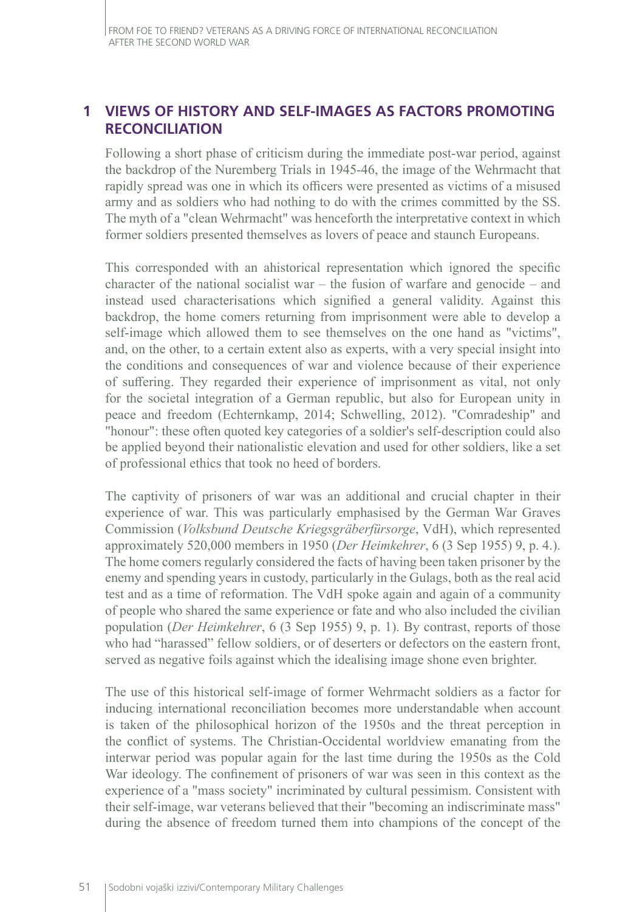## 1 VIEWS OF HISTORY AND SELF-IMAGES AS FACTORS PROMOTING RECONCILIATION

Following a short phase of criticism during the immediate post-war period, against the backdrop of the Nuremberg Trials in 1945-46, the image of the Wehrmacht that rapidly spread was one in which its officers were presented as victims of a misused army and as soldiers who had nothing to do with the crimes committed by the SS. The myth of a "clean Wehrmacht" was henceforth the interpretative context in which former soldiers presented themselves as lovers of peace and staunch Europeans.

This corresponded with an ahistorical representation which ignored the specific character of the national socialist war – the fusion of warfare and genocide – and instead used characterisations which signified a general validity. Against this backdrop, the home comers returning from imprisonment were able to develop a self-image which allowed them to see themselves on the one hand as "victims", and, on the other, to a certain extent also as experts, with a very special insight into the conditions and consequences of war and violence because of their experience of suffering. They regarded their experience of imprisonment as vital, not only for the societal integration of a German republic, but also for European unity in peace and freedom (Echternkamp, 2014; Schwelling, 2012). "Comradeship" and "honour": these often quoted key categories of a soldier's self-description could also be applied beyond their nationalistic elevation and used for other soldiers, like a set of professional ethics that took no heed of borders.

The captivity of prisoners of war was an additional and crucial chapter in their experience of war. This was particularly emphasised by the German War Graves Commission (*Volksbund Deutsche Kriegsgräberfürsorge*, VdH), which represented approximately 520,000 members in 1950 (*Der Heimkehrer*, 6 (3 Sep 1955) 9, p. 4.). The home comers regularly considered the facts of having been taken prisoner by the enemy and spending years in custody, particularly in the Gulags, both as the real acid test and as a time of reformation. The VdH spoke again and again of a community of people who shared the same experience or fate and who also included the civilian population (*Der Heimkehrer*, 6 (3 Sep 1955) 9, p. 1). By contrast, reports of those who had "harassed" fellow soldiers, or of deserters or defectors on the eastern front, served as negative foils against which the idealising image shone even brighter.

The use of this historical self-image of former Wehrmacht soldiers as a factor for inducing international reconciliation becomes more understandable when account is taken of the philosophical horizon of the 1950s and the threat perception in the conflict of systems. The Christian-Occidental worldview emanating from the interwar period was popular again for the last time during the 1950s as the Cold War ideology. The confinement of prisoners of war was seen in this context as the experience of a "mass society" incriminated by cultural pessimism. Consistent with their self-image, war veterans believed that their "becoming an indiscriminate mass" during the absence of freedom turned them into champions of the concept of the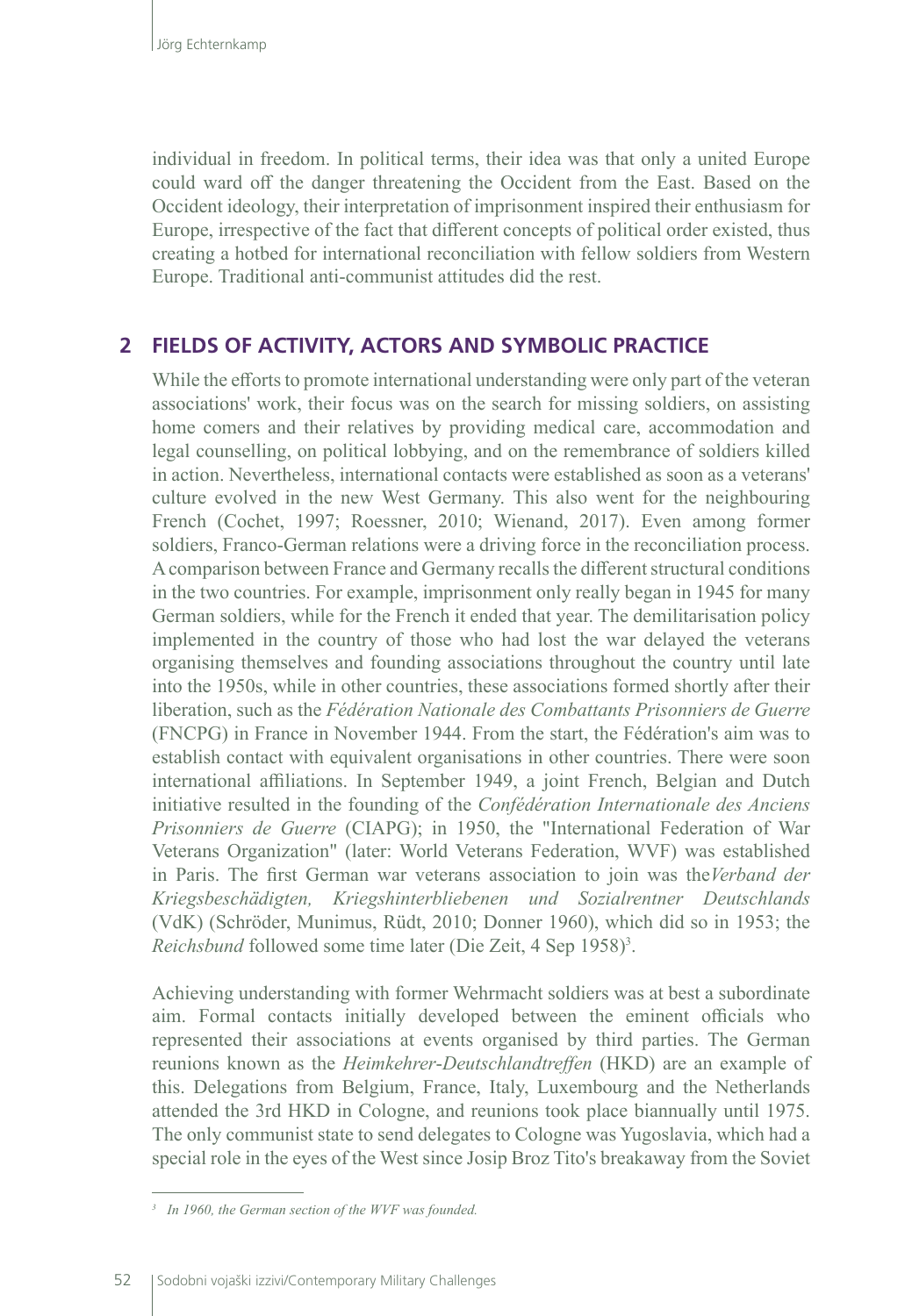individual in freedom. In political terms, their idea was that only a united Europe could ward off the danger threatening the Occident from the East. Based on the Occident ideology, their interpretation of imprisonment inspired their enthusiasm for Europe, irrespective of the fact that different concepts of political order existed, thus creating a hotbed for international reconciliation with fellow soldiers from Western Europe. Traditional anti-communist attitudes did the rest.

## 2 FIELDS OF ACTIVITY, ACTORS AND SYMBOLIC PRACTICE

While the efforts to promote international understanding were only part of the veteran associations' work, their focus was on the search for missing soldiers, on assisting home comers and their relatives by providing medical care, accommodation and legal counselling, on political lobbying, and on the remembrance of soldiers killed in action. Nevertheless, international contacts were established as soon as a veterans' culture evolved in the new West Germany. This also went for the neighbouring French (Cochet, 1997; Roessner, 2010; Wienand, 2017). Even among former soldiers, Franco-German relations were a driving force in the reconciliation process. A comparison between France and Germany recalls the different structural conditions in the two countries. For example, imprisonment only really began in 1945 for many German soldiers, while for the French it ended that year. The demilitarisation policy implemented in the country of those who had lost the war delayed the veterans organising themselves and founding associations throughout the country until late into the 1950s, while in other countries, these associations formed shortly after their liberation, such as the *Fédération Nationale des Combattants Prisonniers de Guerre* (FNCPG) in France in November 1944. From the start, the Fédération's aim was to establish contact with equivalent organisations in other countries. There were soon international affiliations. In September 1949, a joint French, Belgian and Dutch initiative resulted in the founding of the *Confédération Internationale des Anciens Prisonniers de Guerre* (CIAPG); in 1950, the "International Federation of War Veterans Organization" (later: World Veterans Federation, WVF) was established in Paris. The first German war veterans association to join was the *Verband der Kriegsbeschädigten, Kriegshinterbliebenen und Sozialrentner Deutschlands* (VdK) (Schröder, Munimus, Rüdt, 2010; Donner 1960), which did so in 1953; the *Reichsbund* followed some time later (Die Zeit, 4 Sep 1958)[3].

Achieving understanding with former Wehrmacht soldiers was at best a subordinate aim. Formal contacts initially developed between the eminent officials who represented their associations at events organised by third parties. The German reunions known as the *Heimkehrer-Deutschlandtreffen* (HKD) are an example of this. Delegations from Belgium, France, Italy, Luxembourg and the Netherlands attended the 3rd HKD in Cologne, and reunions took place biannually until 1975. The only communist state to send delegates to Cologne was Yugoslavia, which had a special role in the eyes of the West since Josip Broz Tito's breakaway from the Soviet

[3] *In 1960, the German section of the WVF was founded.*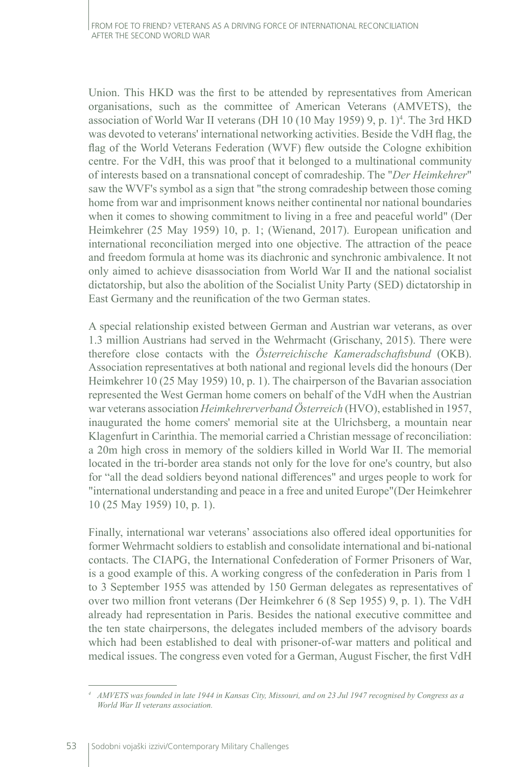Union. This HKD was the first to be attended by representatives from American organisations, such as the committee of American Veterans (AMVETS), the association of World War II veterans (DH 10 (10 May 1959) 9, p. 1)[4]. The 3rd HKD was devoted to veterans' international networking activities. Beside the VdH flag, the flag of the World Veterans Federation (WVF) flew outside the Cologne exhibition centre. For the VdH, this was proof that it belonged to a multinational community of interests based on a transnational concept of comradeship. The "*Der Heimkehrer*" saw the WVF's symbol as a sign that "the strong comradeship between those coming home from war and imprisonment knows neither continental nor national boundaries when it comes to showing commitment to living in a free and peaceful world" (Der Heimkehrer (25 May 1959) 10, p. 1; (Wienand, 2017). European unification and international reconciliation merged into one objective. The attraction of the peace and freedom formula at home was its diachronic and synchronic ambivalence. It not only aimed to achieve disassociation from World War II and the national socialist dictatorship, but also the abolition of the Socialist Unity Party (SED) dictatorship in East Germany and the reunification of the two German states.

A special relationship existed between German and Austrian war veterans, as over 1.3 million Austrians had served in the Wehrmacht (Grischany, 2015). There were therefore close contacts with the *Österreichische Kameradschaftsbund* (OKB). Association representatives at both national and regional levels did the honours (Der Heimkehrer 10 (25 May 1959) 10, p. 1). The chairperson of the Bavarian association represented the West German home comers on behalf of the VdH when the Austrian war veterans association *Heimkehrerverband Österreich* (HVO), established in 1957, inaugurated the home comers' memorial site at the Ulrichsberg, a mountain near Klagenfurt in Carinthia. The memorial carried a Christian message of reconciliation: a 20m high cross in memory of the soldiers killed in World War II. The memorial located in the tri-border area stands not only for the love for one's country, but also for "all the dead soldiers beyond national differences" and urges people to work for "international understanding and peace in a free and united Europe"(Der Heimkehrer 10 (25 May 1959) 10, p. 1).

Finally, international war veterans' associations also offered ideal opportunities for former Wehrmacht soldiers to establish and consolidate international and bi-national contacts. The CIAPG, the International Confederation of Former Prisoners of War, is a good example of this. A working congress of the confederation in Paris from 1 to 3 September 1955 was attended by 150 German delegates as representatives of over two million front veterans (Der Heimkehrer 6 (8 Sep 1955) 9, p. 1). The VdH already had representation in Paris. Besides the national executive committee and the ten state chairpersons, the delegates included members of the advisory boards which had been established to deal with prisoner-of-war matters and political and medical issues. The congress even voted for a German, August Fischer, the first VdH

[4] *AMVETS was founded in late 1944 in Kansas City, Missouri, and on 23 Jul 1947 recognised by Congress as a World War II veterans association.*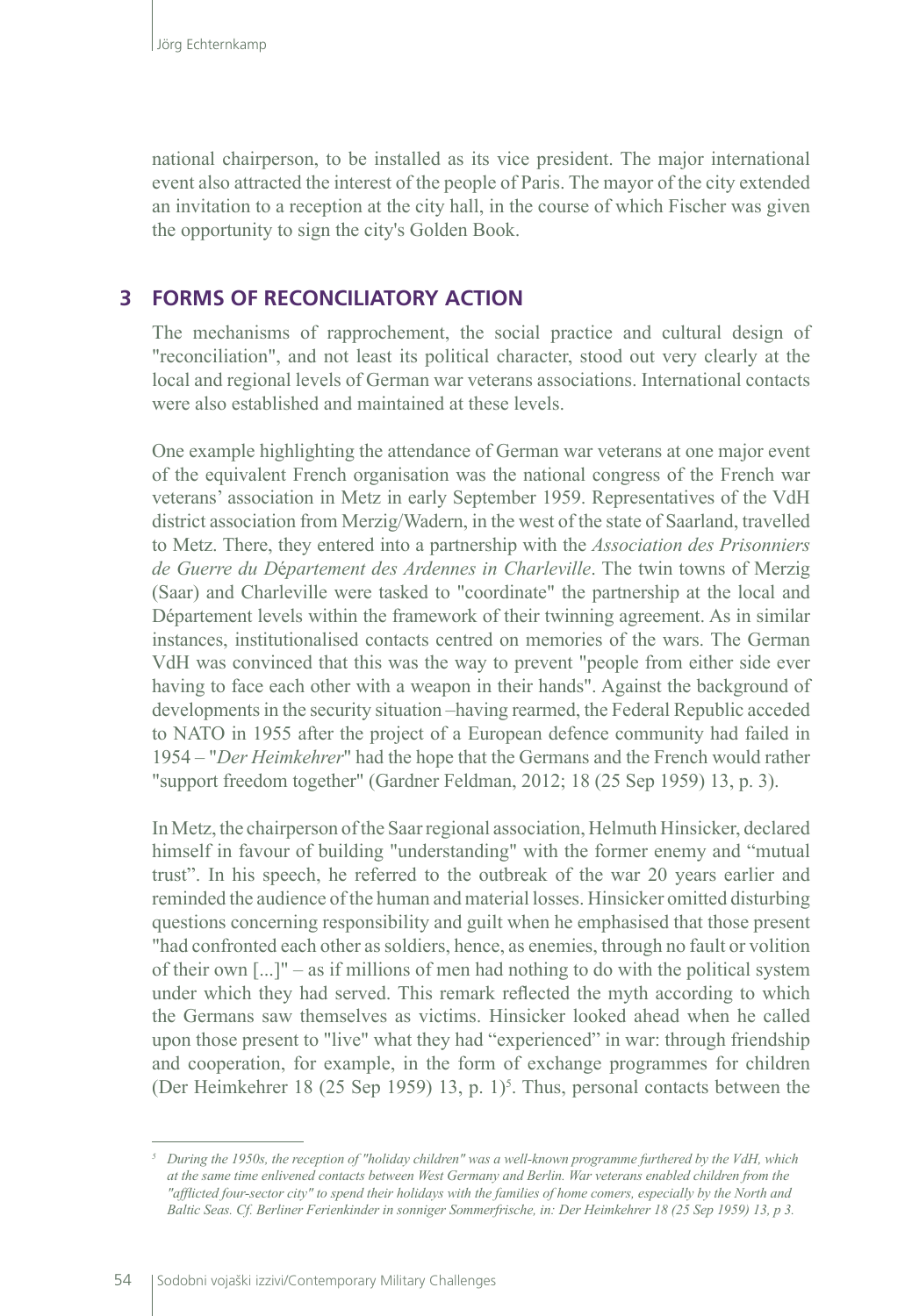national chairperson, to be installed as its vice president. The major international event also attracted the interest of the people of Paris. The mayor of the city extended an invitation to a reception at the city hall, in the course of which Fischer was given the opportunity to sign the city's Golden Book.

## 3 FORMS OF RECONCILIATORY ACTION

The mechanisms of rapprochement, the social practice and cultural design of "reconciliation", and not least its political character, stood out very clearly at the local and regional levels of German war veterans associations. International contacts were also established and maintained at these levels.

One example highlighting the attendance of German war veterans at one major event of the equivalent French organisation was the national congress of the French war veterans' association in Metz in early September 1959. Representatives of the VdH district association from Merzig/Wadern, in the west of the state of Saarland, travelled to Metz. There, they entered into a partnership with the *Association des Prisonniers de Guerre du Département des Ardennes in Charleville*. The twin towns of Merzig (Saar) and Charleville were tasked to "coordinate" the partnership at the local and Département levels within the framework of their twinning agreement. As in similar instances, institutionalised contacts centred on memories of the wars. The German VdH was convinced that this was the way to prevent "people from either side ever having to face each other with a weapon in their hands". Against the background of developments in the security situation –having rearmed, the Federal Republic acceded to NATO in 1955 after the project of a European defence community had failed in 1954 – "*Der Heimkehrer*" had the hope that the Germans and the French would rather "support freedom together" (Gardner Feldman, 2012; 18 (25 Sep 1959) 13, p. 3).

In Metz, the chairperson of the Saar regional association, Helmuth Hinsicker, declared himself in favour of building "understanding" with the former enemy and "mutual trust". In his speech, he referred to the outbreak of the war 20 years earlier and reminded the audience of the human and material losses. Hinsicker omitted disturbing questions concerning responsibility and guilt when he emphasised that those present "had confronted each other as soldiers, hence, as enemies, through no fault or volition of their own [...]" – as if millions of men had nothing to do with the political system under which they had served. This remark reflected the myth according to which the Germans saw themselves as victims. Hinsicker looked ahead when he called upon those present to "live" what they had "experienced" in war: through friendship and cooperation, for example, in the form of exchange programmes for children (Der Heimkehrer 18 (25 Sep 1959) 13, p. 1)[5]. Thus, personal contacts between the

---

[5] *During the 1950s, the reception of "holiday children" was a well-known programme furthered by the VdH, which at the same time enlivened contacts between West Germany and Berlin. War veterans enabled children from the "afflicted four-sector city" to spend their holidays with the families of home comers, especially by the North and Baltic Seas. Cf. Berliner Ferienkinder in sonniger Sommerfrische, in: Der Heimkehrer 18 (25 Sep 1959) 13, p 3.*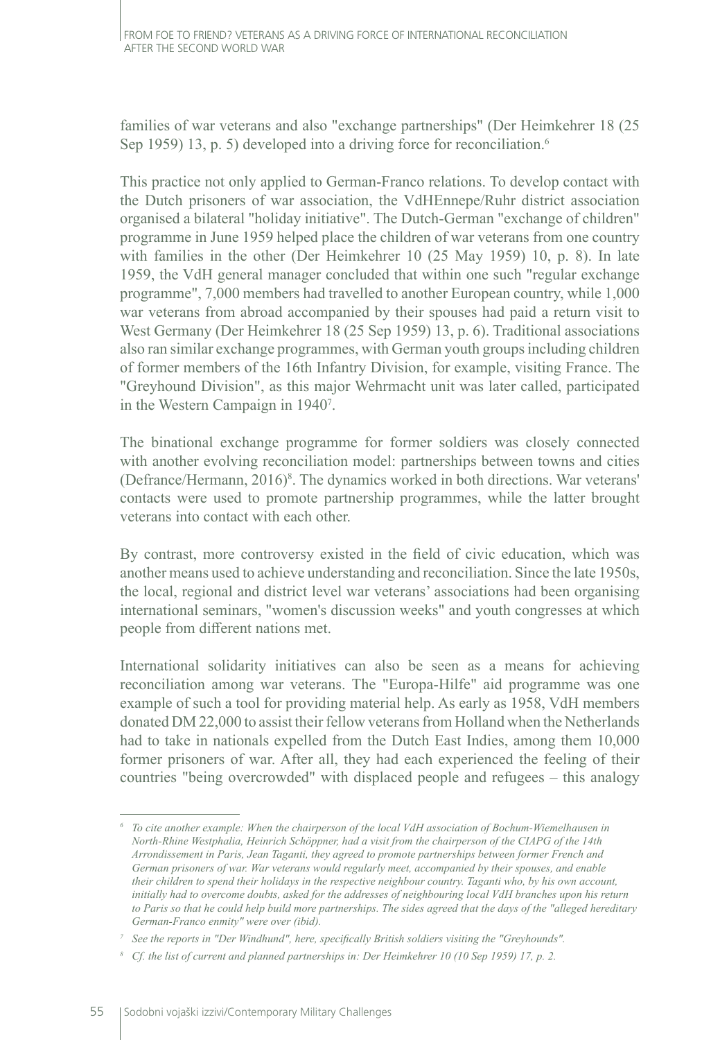families of war veterans and also "exchange partnerships" (Der Heimkehrer 18 (25 Sep 1959) 13, p. 5) developed into a driving force for reconciliation.[6]

This practice not only applied to German-Franco relations. To develop contact with the Dutch prisoners of war association, the VdHEnnepe/Ruhr district association organised a bilateral "holiday initiative". The Dutch-German "exchange of children" programme in June 1959 helped place the children of war veterans from one country with families in the other (Der Heimkehrer 10 (25 May 1959) 10, p. 8). In late 1959, the VdH general manager concluded that within one such "regular exchange programme", 7,000 members had travelled to another European country, while 1,000 war veterans from abroad accompanied by their spouses had paid a return visit to West Germany (Der Heimkehrer 18 (25 Sep 1959) 13, p. 6). Traditional associations also ran similar exchange programmes, with German youth groups including children of former members of the 16th Infantry Division, for example, visiting France. The "Greyhound Division", as this major Wehrmacht unit was later called, participated in the Western Campaign in 1940[7].

The binational exchange programme for former soldiers was closely connected with another evolving reconciliation model: partnerships between towns and cities (Defrance/Hermann, 2016)[8]. The dynamics worked in both directions. War veterans' contacts were used to promote partnership programmes, while the latter brought veterans into contact with each other.

By contrast, more controversy existed in the field of civic education, which was another means used to achieve understanding and reconciliation. Since the late 1950s, the local, regional and district level war veterans' associations had been organising international seminars, "women's discussion weeks" and youth congresses at which people from different nations met.

International solidarity initiatives can also be seen as a means for achieving reconciliation among war veterans. The "Europa-Hilfe" aid programme was one example of such a tool for providing material help. As early as 1958, VdH members donated DM 22,000 to assist their fellow veterans from Holland when the Netherlands had to take in nationals expelled from the Dutch East Indies, among them 10,000 former prisoners of war. After all, they had each experienced the feeling of their countries "being overcrowded" with displaced people and refugees – this analogy

---

[6] *To cite another example: When the chairperson of the local VdH association of Bochum-Wiemelhausen in North-Rhine Westphalia, Heinrich Schöppner, had a visit from the chairperson of the CIAPG of the 14th Arrondissement in Paris, Jean Taganti, they agreed to promote partnerships between former French and German prisoners of war. War veterans would regularly meet, accompanied by their spouses, and enable their children to spend their holidays in the respective neighbour country. Taganti who, by his own account, initially had to overcome doubts, asked for the addresses of neighbouring local VdH branches upon his return to Paris so that he could help build more partnerships. The sides agreed that the days of the "alleged hereditary German-Franco enmity" were over (ibid).*

[7] *See the reports in "Der Windhund", here, specifically British soldiers visiting the "Greyhounds".*

[8] *Cf. the list of current and planned partnerships in: Der Heimkehrer 10 (10 Sep 1959) 17, p. 2.*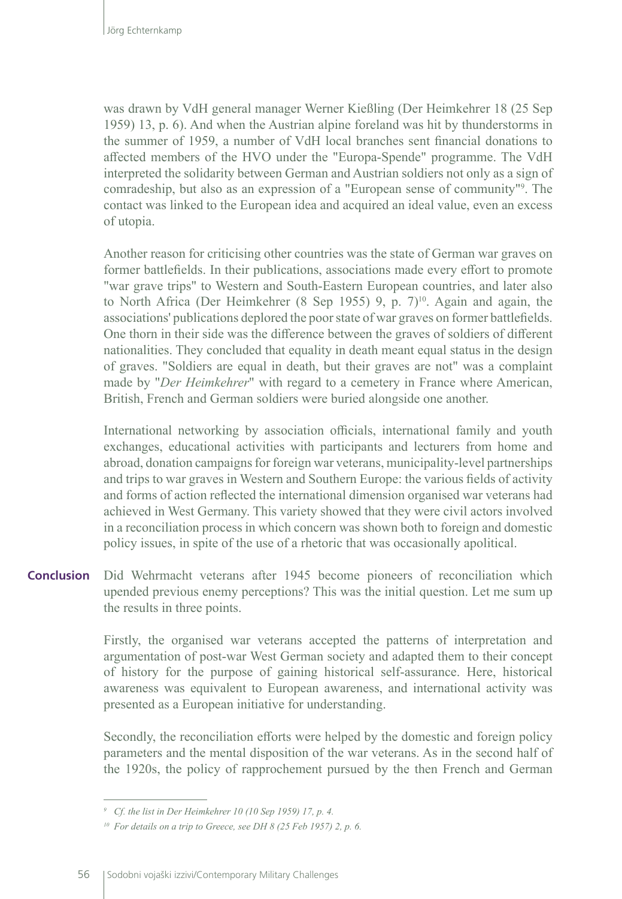was drawn by VdH general manager Werner Kießling (Der Heimkehrer 18 (25 Sep 1959) 13, p. 6). And when the Austrian alpine foreland was hit by thunderstorms in the summer of 1959, a number of VdH local branches sent financial donations to affected members of the HVO under the "Europa-Spende" programme. The VdH interpreted the solidarity between German and Austrian soldiers not only as a sign of comradeship, but also as an expression of a "European sense of community"[9]. The contact was linked to the European idea and acquired an ideal value, even an excess of utopia.

Another reason for criticising other countries was the state of German war graves on former battlefields. In their publications, associations made every effort to promote "war grave trips" to Western and South-Eastern European countries, and later also to North Africa (Der Heimkehrer (8 Sep 1955) 9, p. 7)[10]. Again and again, the associations' publications deplored the poor state of war graves on former battlefields. One thorn in their side was the difference between the graves of soldiers of different nationalities. They concluded that equality in death meant equal status in the design of graves. "Soldiers are equal in death, but their graves are not" was a complaint made by "*Der Heimkehrer*" with regard to a cemetery in France where American, British, French and German soldiers were buried alongside one another.

International networking by association officials, international family and youth exchanges, educational activities with participants and lecturers from home and abroad, donation campaigns for foreign war veterans, municipality-level partnerships and trips to war graves in Western and Southern Europe: the various fields of activity and forms of action reflected the international dimension organised war veterans had achieved in West Germany. This variety showed that they were civil actors involved in a reconciliation process in which concern was shown both to foreign and domestic policy issues, in spite of the use of a rhetoric that was occasionally apolitical.

## Conclusion

Did Wehrmacht veterans after 1945 become pioneers of reconciliation which upended previous enemy perceptions? This was the initial question. Let me sum up the results in three points.

Firstly, the organised war veterans accepted the patterns of interpretation and argumentation of post-war West German society and adapted them to their concept of history for the purpose of gaining historical self-assurance. Here, historical awareness was equivalent to European awareness, and international activity was presented as a European initiative for understanding.

Secondly, the reconciliation efforts were helped by the domestic and foreign policy parameters and the mental disposition of the war veterans. As in the second half of the 1920s, the policy of rapprochement pursued by the then French and German

---

[9] *Cf. the list in Der Heimkehrer 10 (10 Sep 1959) 17, p. 4.*

[10] *For details on a trip to Greece, see DH 8 (25 Feb 1957) 2, p. 6.*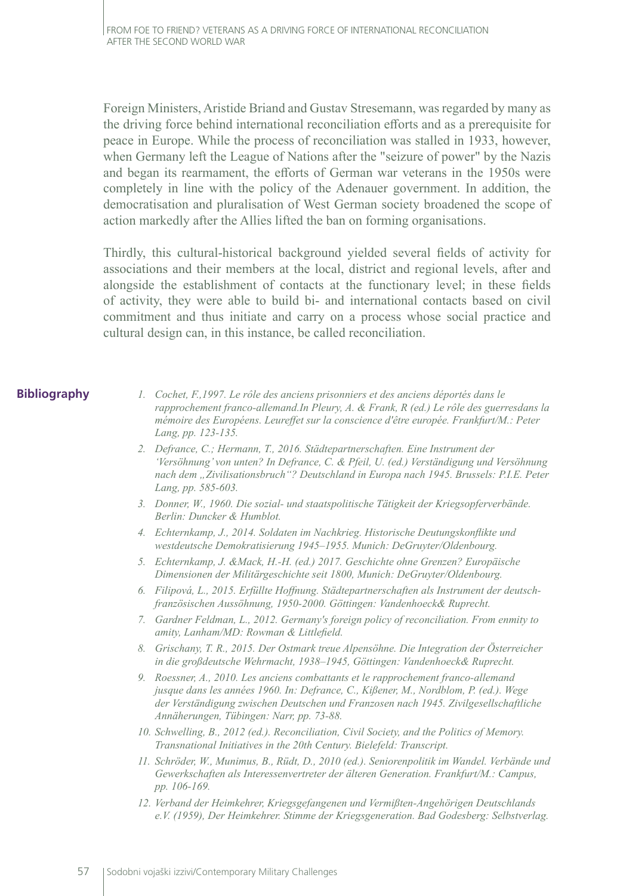Foreign Ministers, Aristide Briand and Gustav Stresemann, was regarded by many as the driving force behind international reconciliation efforts and as a prerequisite for peace in Europe. While the process of reconciliation was stalled in 1933, however, when Germany left the League of Nations after the "seizure of power" by the Nazis and began its rearmament, the efforts of German war veterans in the 1950s were completely in line with the policy of the Adenauer government. In addition, the democratisation and pluralisation of West German society broadened the scope of action markedly after the Allies lifted the ban on forming organisations.

Thirdly, this cultural-historical background yielded several fields of activity for associations and their members at the local, district and regional levels, after and alongside the establishment of contacts at the functionary level; in these fields of activity, they were able to build bi- and international contacts based on civil commitment and thus initiate and carry on a process whose social practice and cultural design can, in this instance, be called reconciliation.

## Bibliography

1. *Cochet, F.,1997. Le rôle des anciens prisonniers et des anciens déportés dans le rapprochement franco-allemand.In Pleury, A. & Frank, R (ed.) Le rôle des guerresdans la mémoire des Européens. Leureffet sur la conscience d'être europée. Frankfurt/M.: Peter Lang, pp. 123-135.*
2. *Defrance, C.; Hermann, T., 2016. Städtepartnerschaften. Eine Instrument der 'Versöhnung' von unten? In Defrance, C. & Pfeil, U. (ed.) Verständigung und Versöhnung nach dem „Zivilisationsbruch"? Deutschland in Europa nach 1945. Brussels: P.I.E. Peter Lang, pp. 585-603.*
3. *Donner, W., 1960. Die sozial- und staatspolitische Tätigkeit der Kriegsopferverbände. Berlin: Duncker & Humblot.*
4. *Echternkamp, J., 2014. Soldaten im Nachkrieg. Historische Deutungskonflikte und westdeutsche Demokratisierung 1945–1955. Munich: DeGruyter/Oldenbourg.*
5. *Echternkamp, J. &Mack, H.-H. (ed.) 2017. Geschichte ohne Grenzen? Europäische Dimensionen der Militärgeschichte seit 1800, Munich: DeGruyter/Oldenbourg.*
6. *Filipová, L., 2015. Erfüllte Hoffnung. Städtepartnerschaften als Instrument der deutsch-französischen Aussöhnung, 1950-2000. Göttingen: Vandenhoeck& Ruprecht.*
7. *Gardner Feldman, L., 2012. Germany's foreign policy of reconciliation. From enmity to amity, Lanham/MD: Rowman & Littlefield.*
8. *Grischany, T. R., 2015. Der Ostmark treue Alpensöhne. Die Integration der Österreicher in die großdeutsche Wehrmacht, 1938–1945, Göttingen: Vandenhoeck& Ruprecht.*
9. *Roessner, A., 2010. Les anciens combattants et le rapprochement franco-allemand jusque dans les années 1960. In: Defrance, C., Kißener, M., Nordblom, P. (ed.). Wege der Verständigung zwischen Deutschen und Franzosen nach 1945. Zivilgesellschaftliche Annäherungen, Tübingen: Narr, pp. 73-88.*
10. *Schwelling, B., 2012 (ed.). Reconciliation, Civil Society, and the Politics of Memory. Transnational Initiatives in the 20th Century. Bielefeld: Transcript.*
11. *Schröder, W., Munimus, B., Rüdt, D., 2010 (ed.). Seniorenpolitik im Wandel. Verbände und Gewerkschaften als Interessenvertreter der älteren Generation. Frankfurt/M.: Campus, pp. 106-169.*
12. *Verband der Heimkehrer, Kriegsgefangenen und Vermißten-Angehörigen Deutschlands e.V. (1959), Der Heimkehrer. Stimme der Kriegsgeneration. Bad Godesberg: Selbstverlag.*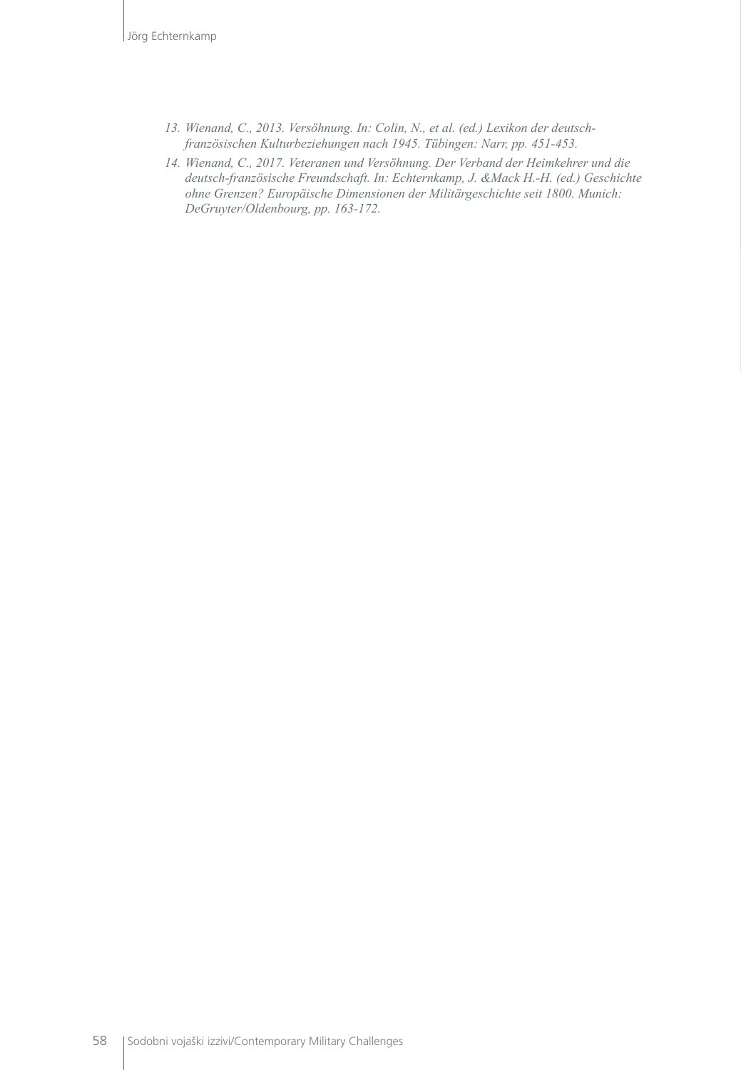13. *Wienand, C., 2013. Versöhnung. In: Colin, N., et al. (ed.) Lexikon der deutsch-französischen Kulturbeziehungen nach 1945. Tübingen: Narr, pp. 451-453.*
14. *Wienand, C., 2017. Veteranen und Versöhnung. Der Verband der Heimkehrer und die deutsch-französische Freundschaft. In: Echternkamp, J. &Mack H.-H. (ed.) Geschichte ohne Grenzen? Europäische Dimensionen der Militärgeschichte seit 1800. Munich: DeGruyter/Oldenbourg, pp. 163-172.*